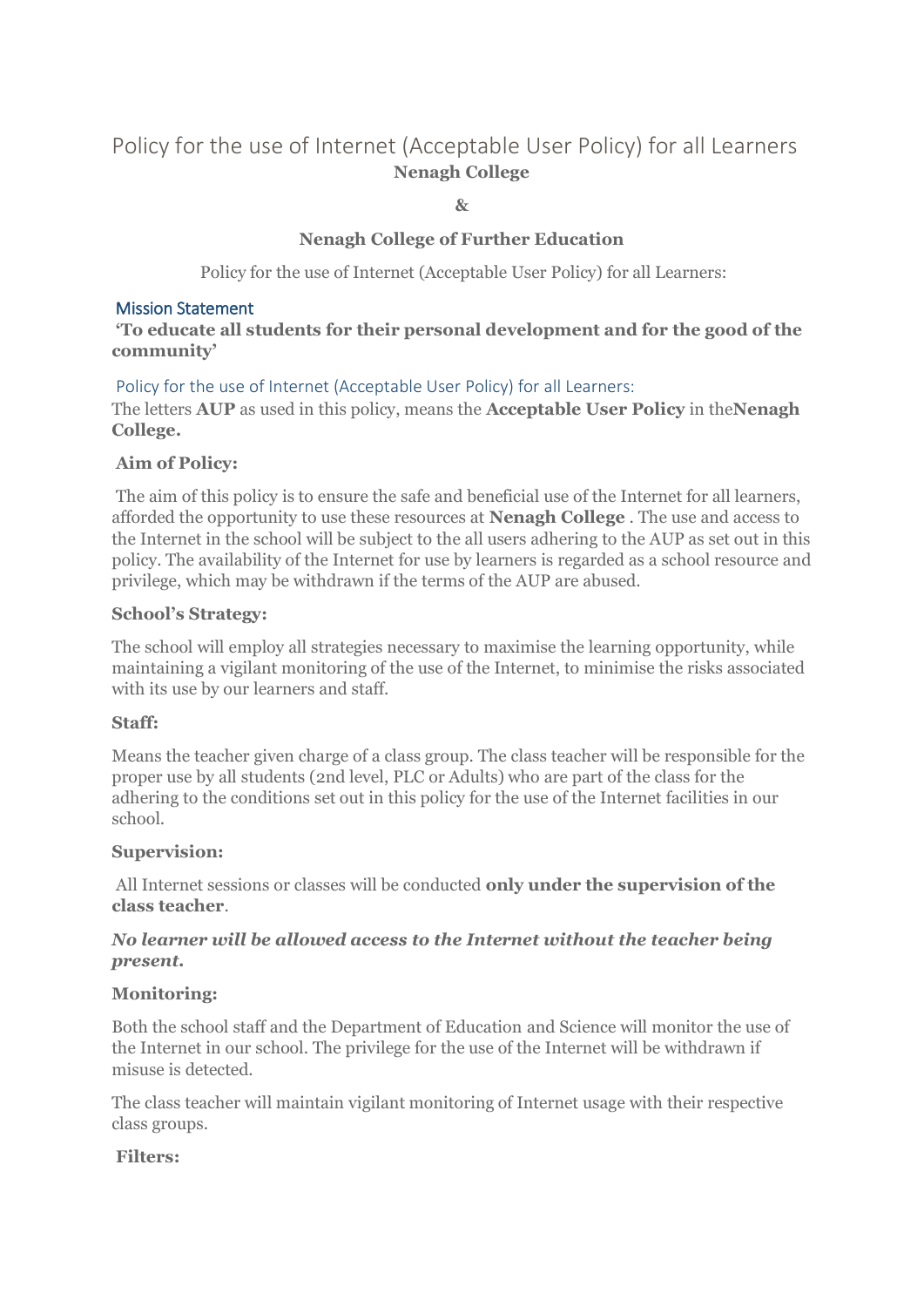# Policy for the use of Internet (Acceptable User Policy) for all Learners

**Nenagh College**

**&**

**Nenagh College of Further Education**

Policy for the use of Internet (Acceptable User Policy) for all Learners:

## Mission Statement

**'To educate all students for their personal development and for the good of the community'**

## Policy for the use of Internet (Acceptable User Policy) for all Learners:

The letters **AUP** as used in this policy, means the **Acceptable User Policy** in the **Nenagh College.**

### Aim of Policy:

The aim of this policy is to ensure the safe and beneficial use of the Internet for all learners, afforded the opportunity to use these resources at **Nenagh College** . The use and access to the Internet in the school will be subject to the all users adhering to the AUP as set out in this policy. The availability of the Internet for use by learners is regarded as a school resource and privilege, which may be withdrawn if the terms of the AUP are abused.

### School's Strategy:

The school will employ all strategies necessary to maximise the learning opportunity, while maintaining a vigilant monitoring of the use of the Internet, to minimise the risks associated with its use by our learners and staff.

### Staff:

Means the teacher given charge of a class group. The class teacher will be responsible for the proper use by all students (2nd level, PLC or Adults) who are part of the class for the adhering to the conditions set out in this policy for the use of the Internet facilities in our school.

### Supervision:

All Internet sessions or classes will be conducted **only under the supervision of the class teacher**.

***No learner will be allowed access to the Internet without the teacher being present.***

### Monitoring:

Both the school staff and the Department of Education and Science will monitor the use of the Internet in our school. The privilege for the use of the Internet will be withdrawn if misuse is detected.

The class teacher will maintain vigilant monitoring of Internet usage with their respective class groups.

### Filters: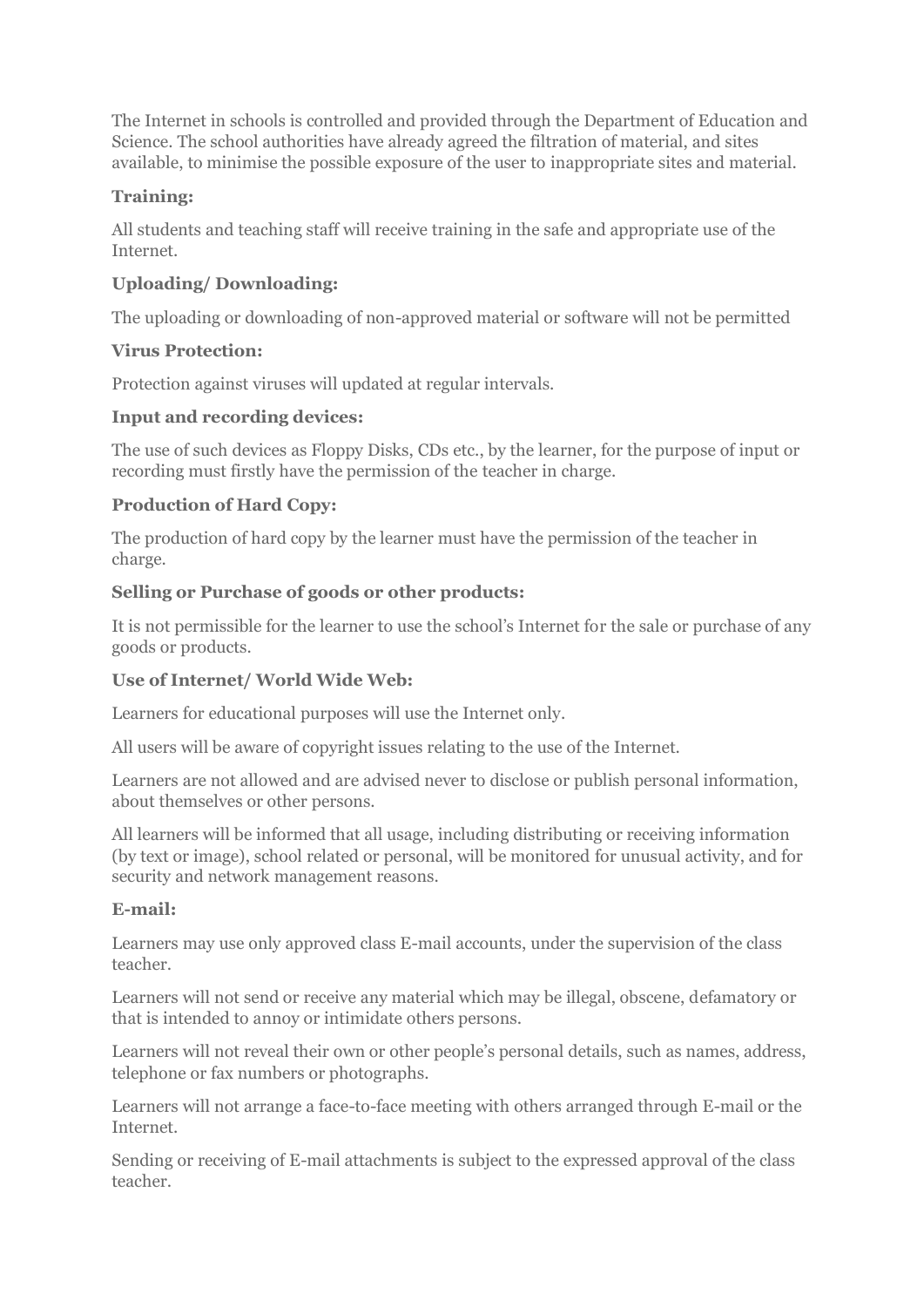The Internet in schools is controlled and provided through the Department of Education and Science. The school authorities have already agreed the filtration of material, and sites available, to minimise the possible exposure of the user to inappropriate sites and material.

**Training:**

All students and teaching staff will receive training in the safe and appropriate use of the Internet.

**Uploading/ Downloading:**

The uploading or downloading of non-approved material or software will not be permitted

**Virus Protection:**

Protection against viruses will updated at regular intervals.

**Input and recording devices:**

The use of such devices as Floppy Disks, CDs etc., by the learner, for the purpose of input or recording must firstly have the permission of the teacher in charge.

**Production of Hard Copy:**

The production of hard copy by the learner must have the permission of the teacher in charge.

**Selling or Purchase of goods or other products:**

It is not permissible for the learner to use the school's Internet for the sale or purchase of any goods or products.

**Use of Internet/ World Wide Web:**

Learners for educational purposes will use the Internet only.

All users will be aware of copyright issues relating to the use of the Internet.

Learners are not allowed and are advised never to disclose or publish personal information, about themselves or other persons.

All learners will be informed that all usage, including distributing or receiving information (by text or image), school related or personal, will be monitored for unusual activity, and for security and network management reasons.

**E-mail:**

Learners may use only approved class E-mail accounts, under the supervision of the class teacher.

Learners will not send or receive any material which may be illegal, obscene, defamatory or that is intended to annoy or intimidate others persons.

Learners will not reveal their own or other people's personal details, such as names, address, telephone or fax numbers or photographs.

Learners will not arrange a face-to-face meeting with others arranged through E-mail or the Internet.

Sending or receiving of E-mail attachments is subject to the expressed approval of the class teacher.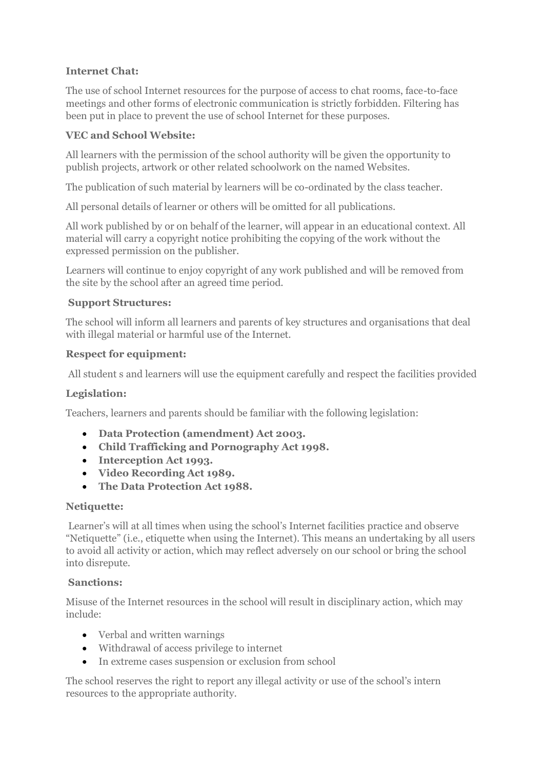**Internet Chat:**

The use of school Internet resources for the purpose of access to chat rooms, face-to-face meetings and other forms of electronic communication is strictly forbidden. Filtering has been put in place to prevent the use of school Internet for these purposes.

**VEC and School Website:**

All learners with the permission of the school authority will be given the opportunity to publish projects, artwork or other related schoolwork on the named Websites.

The publication of such material by learners will be co-ordinated by the class teacher.

All personal details of learner or others will be omitted for all publications.

All work published by or on behalf of the learner, will appear in an educational context. All material will carry a copyright notice prohibiting the copying of the work without the expressed permission on the publisher.

Learners will continue to enjoy copyright of any work published and will be removed from the site by the school after an agreed time period.

**Support Structures:**

The school will inform all learners and parents of key structures and organisations that deal with illegal material or harmful use of the Internet.

**Respect for equipment:**

All student s and learners will use the equipment carefully and respect the facilities provided

**Legislation:**

Teachers, learners and parents should be familiar with the following legislation:

- **Data Protection (amendment) Act 2003.**
- **Child Trafficking and Pornography Act 1998.**
- **Interception Act 1993.**
- **Video Recording Act 1989.**
- **The Data Protection Act 1988.**

**Netiquette:**

Learner's will at all times when using the school's Internet facilities practice and observe "Netiquette" (i.e., etiquette when using the Internet). This means an undertaking by all users to avoid all activity or action, which may reflect adversely on our school or bring the school into disrepute.

**Sanctions:**

Misuse of the Internet resources in the school will result in disciplinary action, which may include:

- Verbal and written warnings
- Withdrawal of access privilege to internet
- In extreme cases suspension or exclusion from school

The school reserves the right to report any illegal activity or use of the school's intern resources to the appropriate authority.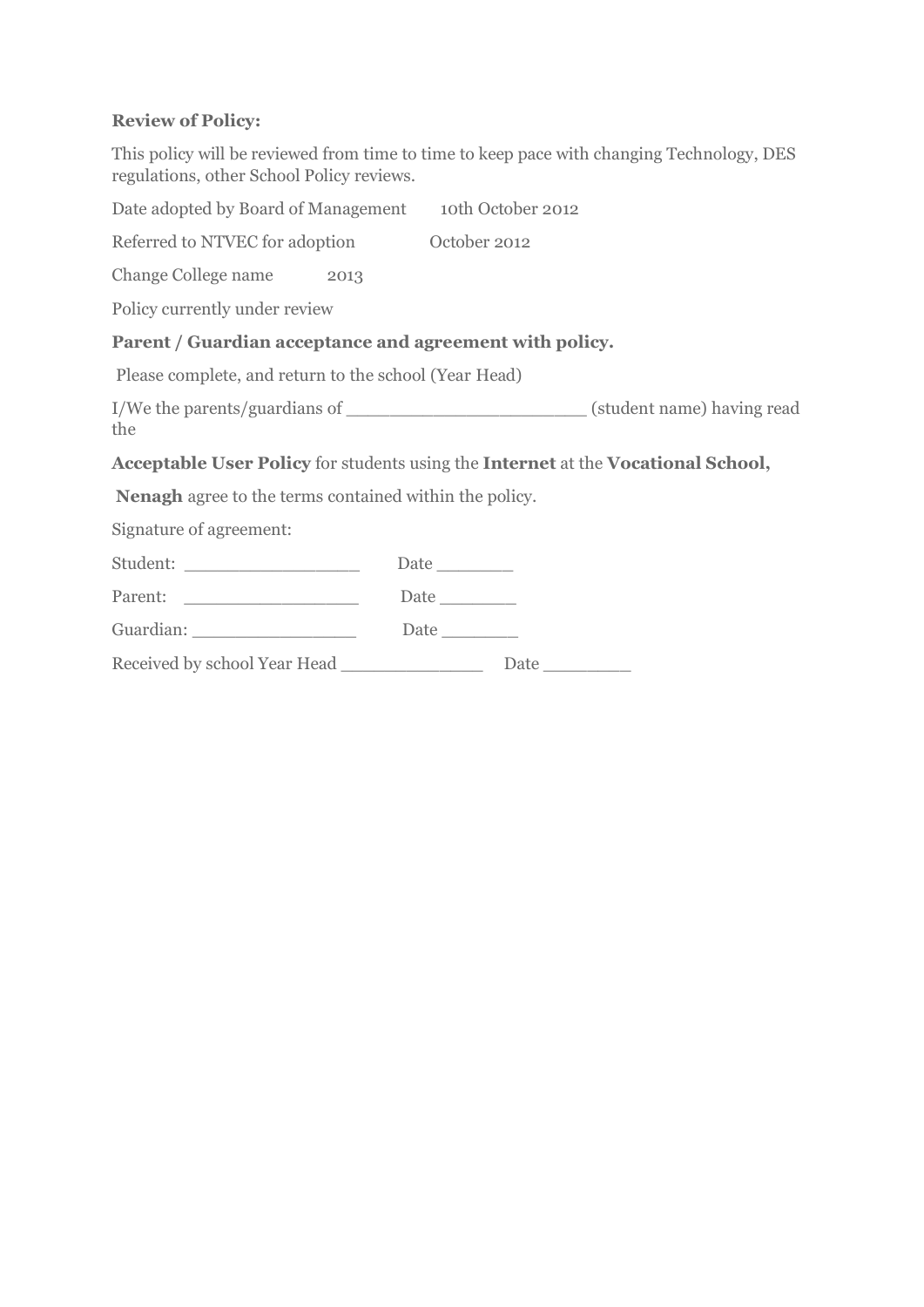**Review of Policy:**

This policy will be reviewed from time to time to keep pace with changing Technology, DES regulations, other School Policy reviews.

Date adopted by Board of Management 10th October 2012

Referred to NTVEC for adoption October 2012

Change College name 2013

Policy currently under review

**Parent / Guardian acceptance and agreement with policy.**

Please complete, and return to the school (Year Head)

I/We the parents/guardians of _____________________ (student name) having read the

**Acceptable User Policy** for students using the **Internet** at the **Vocational School,**

**Nenagh** agree to the terms contained within the policy.

Signature of agreement:

Student: ________________ Date _______

Parent: ________________ Date _______

Guardian: _______________ Date _______

Received by school Year Head _____________ Date ________